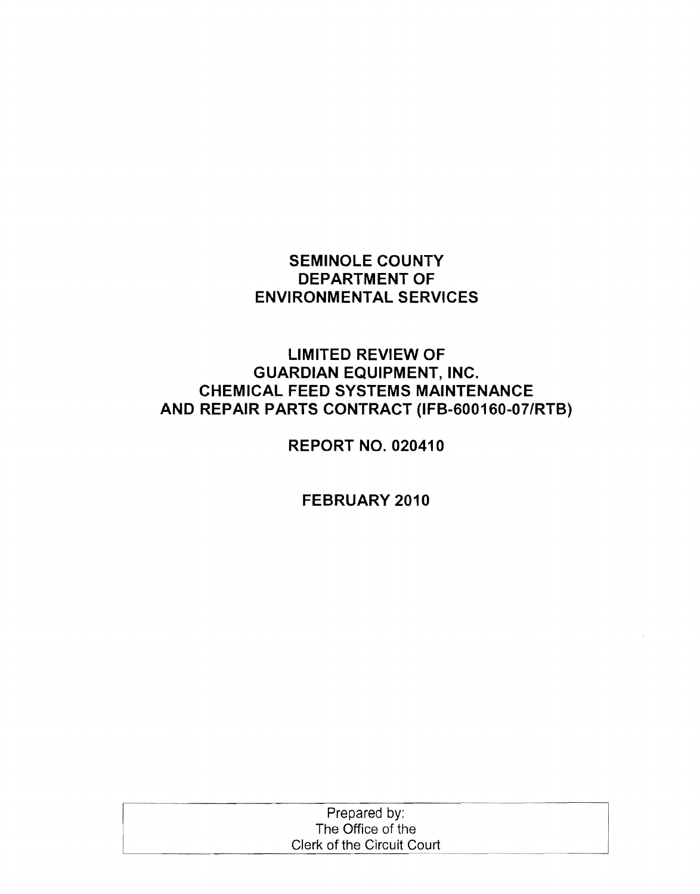# SEMINOLE COUNTY DEPARTMENT OF ENVIRONMENTAL SERVICES

## LIMITED REVIEW OF GUARDIAN EQUIPMENT, INC. CHEMICAL FEED SYSTEMS MAINTENANCE AND REPAIR PARTS CONTRACT (IFB-600160-07/RTB)

**REPORT NO. 020410**

**FEBRUARY 2010**

Prepared by:
The Office of the
Clerk of the Circuit Court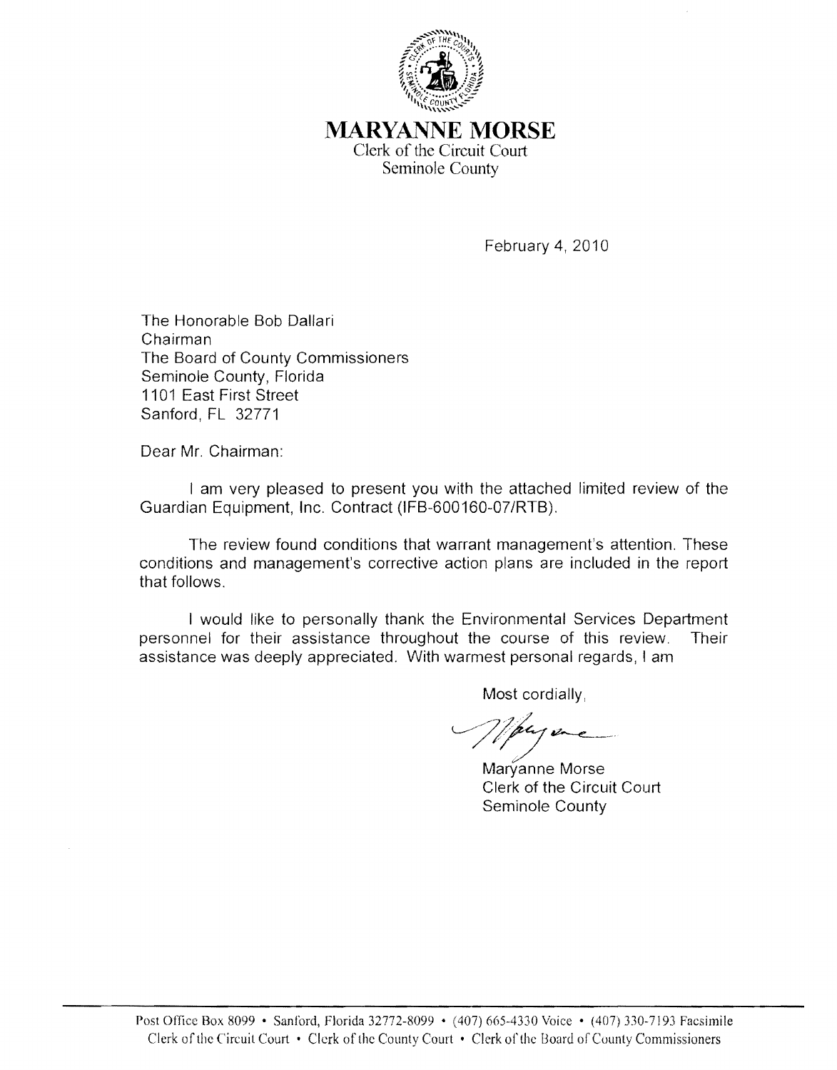# MARYANNE MORSE

Clerk of the Circuit Court
Seminole County

February 4, 2010

The Honorable Bob Dallari
Chairman
The Board of County Commissioners
Seminole County, Florida
1101 East First Street
Sanford, FL 32771

Dear Mr. Chairman:

I am very pleased to present you with the attached limited review of the Guardian Equipment, Inc. Contract (IFB-600160-07/RTB).

The review found conditions that warrant management's attention. These conditions and management's corrective action plans are included in the report that follows.

I would like to personally thank the Environmental Services Department personnel for their assistance throughout the course of this review. Their assistance was deeply appreciated. With warmest personal regards, I am

Most cordially,

Maryanne Morse
Clerk of the Circuit Court
Seminole County

Post Office Box 8099 • Sanford, Florida 32772-8099 • (407) 665-4330 Voice • (407) 330-7193 Facsimile
Clerk of the Circuit Court • Clerk of the County Court • Clerk of the Board of County Commissioners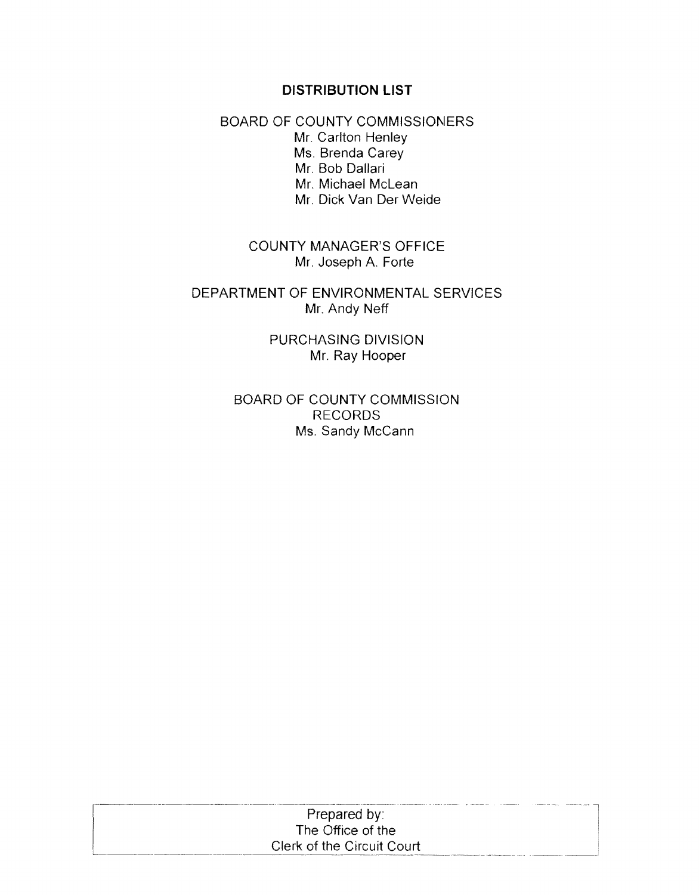## DISTRIBUTION LIST

BOARD OF COUNTY COMMISSIONERS
Mr. Carlton Henley
Ms. Brenda Carey
Mr. Bob Dallari
Mr. Michael McLean
Mr. Dick Van Der Weide

COUNTY MANAGER'S OFFICE
Mr. Joseph A. Forte

DEPARTMENT OF ENVIRONMENTAL SERVICES
Mr. Andy Neff

PURCHASING DIVISION
Mr. Ray Hooper

BOARD OF COUNTY COMMISSION RECORDS
Ms. Sandy McCann

Prepared by:
The Office of the
Clerk of the Circuit Court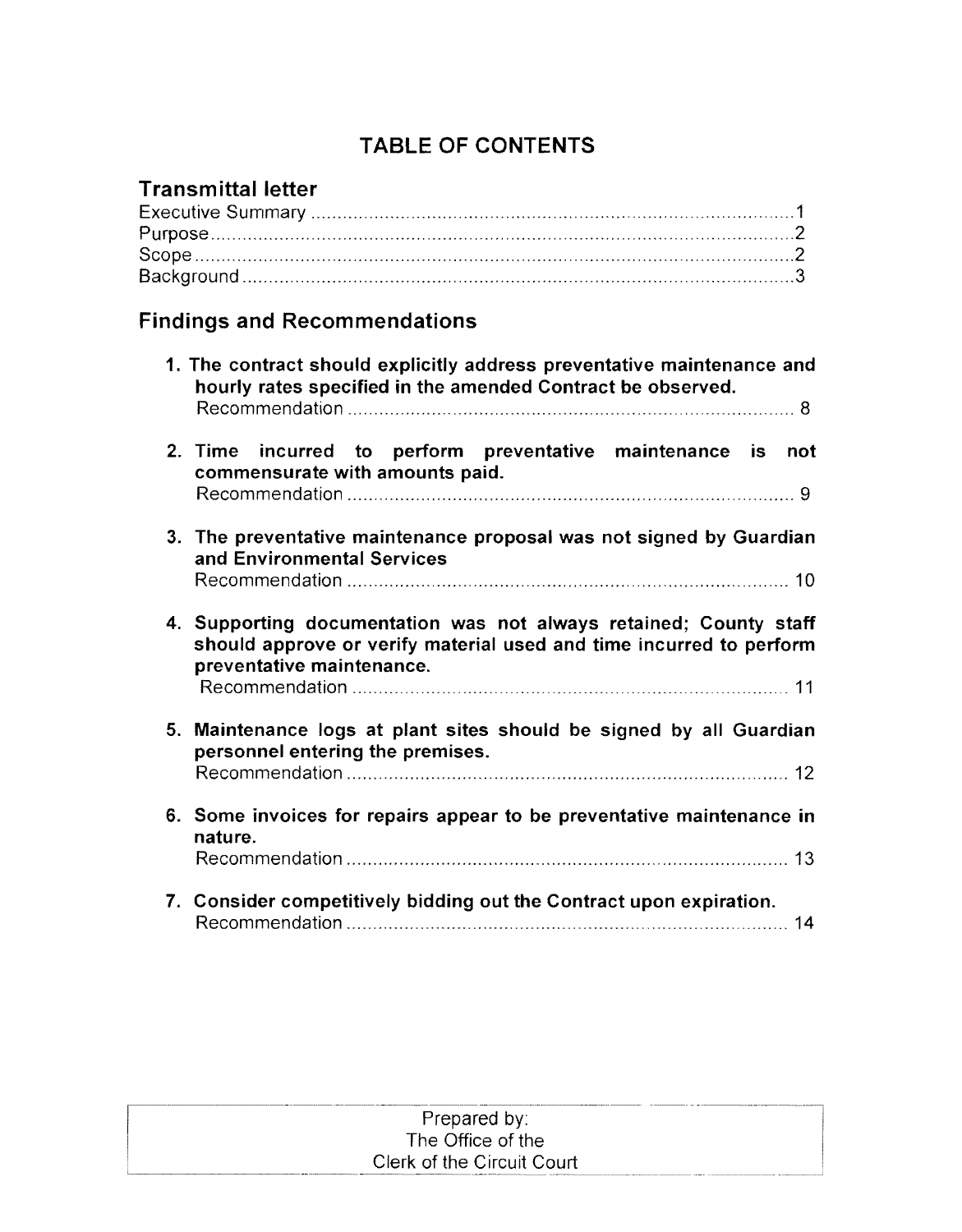# TABLE OF CONTENTS

## Transmittal letter

Executive Summary ....................................................................................................1
Purpose ......................................................................................................................2
Scope ..........................................................................................................................2
Background .................................................................................................................3

## Findings and Recommendations

1. **The contract should explicitly address preventative maintenance and hourly rates specified in the amended Contract be observed.**
   Recommendation ........................................................................................ 8

2. **Time incurred to perform preventative maintenance is not commensurate with amounts paid.**
   Recommendation ........................................................................................ 9

3. **The preventative maintenance proposal was not signed by Guardian and Environmental Services**
   Recommendation ........................................................................................ 10

4. **Supporting documentation was not always retained; County staff should approve or verify material used and time incurred to perform preventative maintenance.**
   Recommendation ........................................................................................ 11

5. **Maintenance logs at plant sites should be signed by all Guardian personnel entering the premises.**
   Recommendation ........................................................................................ 12

6. **Some invoices for repairs appear to be preventative maintenance in nature.**
   Recommendation ........................................................................................ 13

7. **Consider competitively bidding out the Contract upon expiration.**
   Recommendation ........................................................................................ 14

Prepared by:
The Office of the
Clerk of the Circuit Court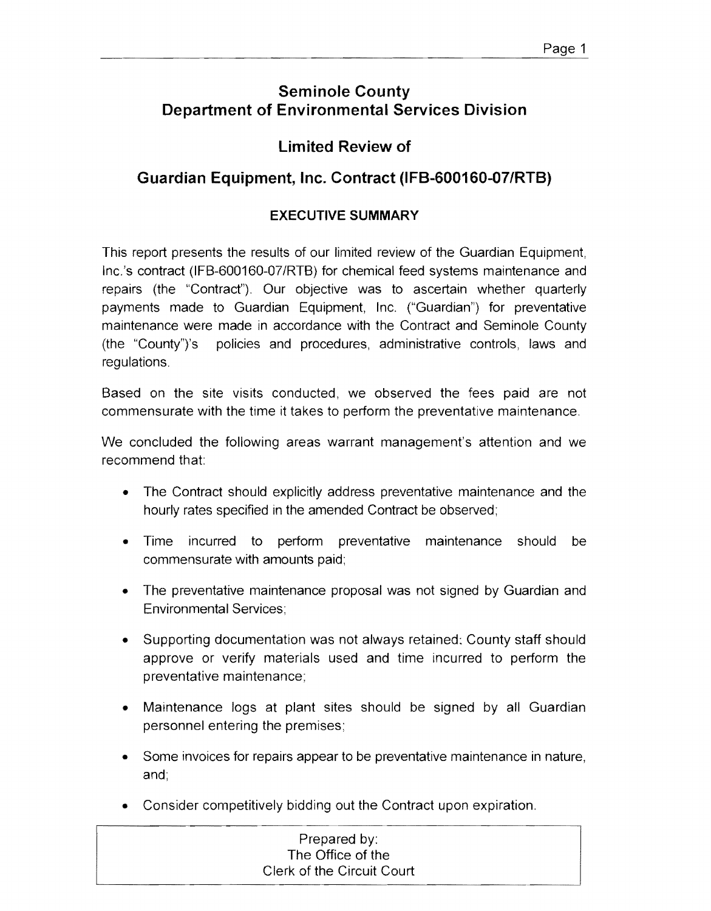# Seminole County
# Department of Environmental Services Division

## Limited Review of

## Guardian Equipment, Inc. Contract (IFB-600160-07/RTB)

### EXECUTIVE SUMMARY

This report presents the results of our limited review of the Guardian Equipment, Inc.'s contract (IFB-600160-07/RTB) for chemical feed systems maintenance and repairs (the "Contract"). Our objective was to ascertain whether quarterly payments made to Guardian Equipment, Inc. ("Guardian") for preventative maintenance were made in accordance with the Contract and Seminole County (the "County")'s policies and procedures, administrative controls, laws and regulations.

Based on the site visits conducted, we observed the fees paid are not commensurate with the time it takes to perform the preventative maintenance.

We concluded the following areas warrant management's attention and we recommend that:

- The Contract should explicitly address preventative maintenance and the hourly rates specified in the amended Contract be observed;
- Time incurred to perform preventative maintenance should be commensurate with amounts paid;
- The preventative maintenance proposal was not signed by Guardian and Environmental Services;
- Supporting documentation was not always retained; County staff should approve or verify materials used and time incurred to perform the preventative maintenance;
- Maintenance logs at plant sites should be signed by all Guardian personnel entering the premises;
- Some invoices for repairs appear to be preventative maintenance in nature, and;
- Consider competitively bidding out the Contract upon expiration.

Prepared by:
The Office of the
Clerk of the Circuit Court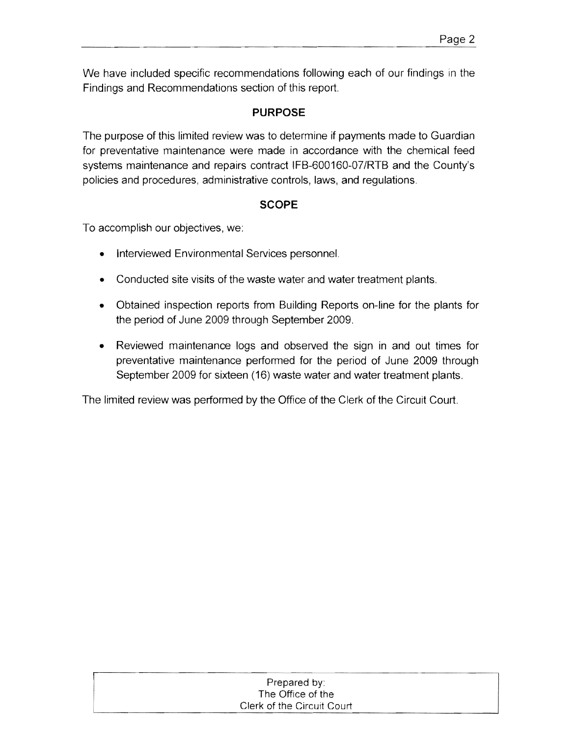We have included specific recommendations following each of our findings in the Findings and Recommendations section of this report.

## PURPOSE

The purpose of this limited review was to determine if payments made to Guardian for preventative maintenance were made in accordance with the chemical feed systems maintenance and repairs contract IFB-600160-07/RTB and the County's policies and procedures, administrative controls, laws, and regulations.

## SCOPE

To accomplish our objectives, we:

- Interviewed Environmental Services personnel.
- Conducted site visits of the waste water and water treatment plants.
- Obtained inspection reports from Building Reports on-line for the plants for the period of June 2009 through September 2009.
- Reviewed maintenance logs and observed the sign in and out times for preventative maintenance performed for the period of June 2009 through September 2009 for sixteen (16) waste water and water treatment plants.

The limited review was performed by the Office of the Clerk of the Circuit Court.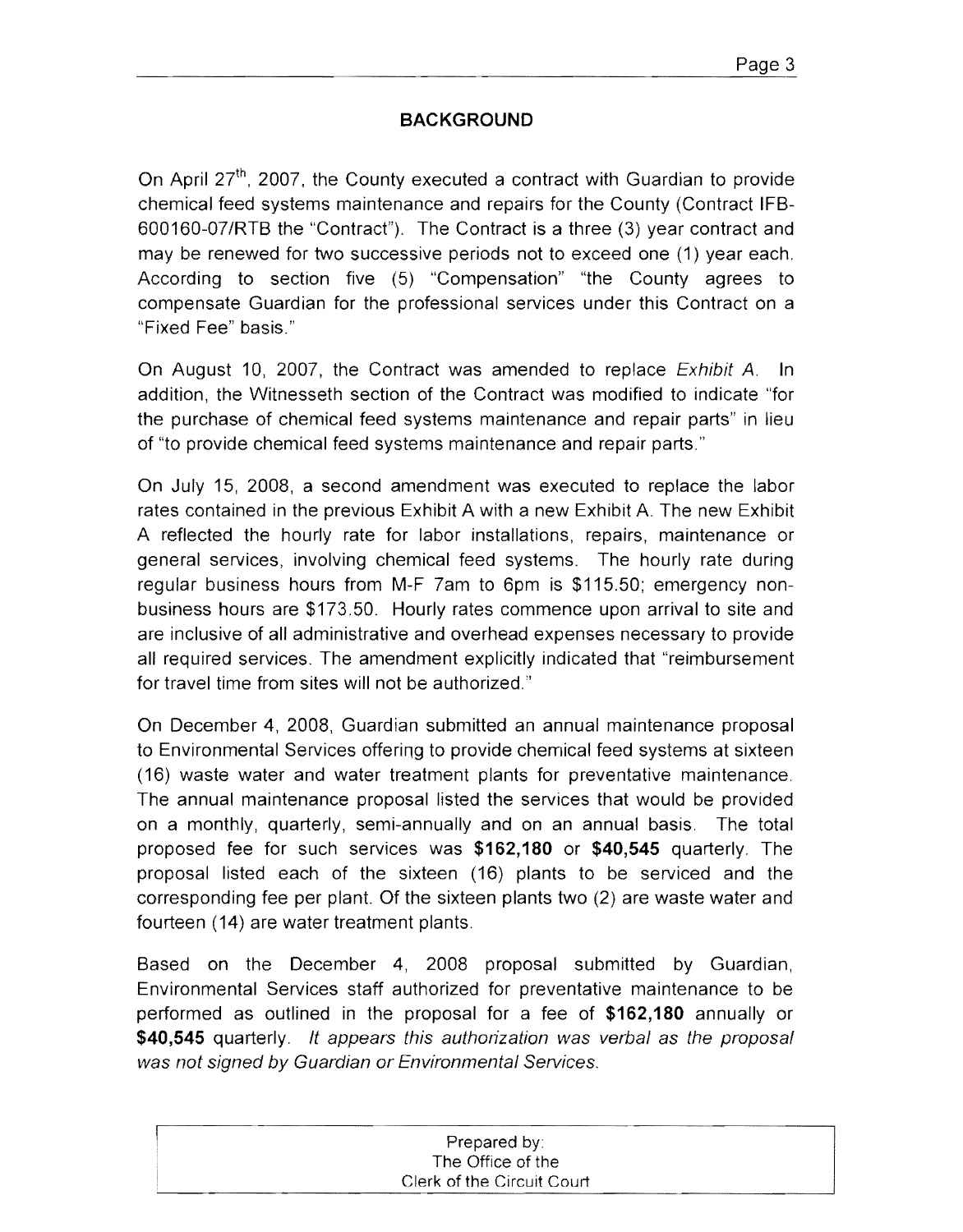## BACKGROUND

On April 27th, 2007, the County executed a contract with Guardian to provide chemical feed systems maintenance and repairs for the County (Contract IFB-600160-07/RTB the "Contract"). The Contract is a three (3) year contract and may be renewed for two successive periods not to exceed one (1) year each. According to section five (5) "Compensation" "the County agrees to compensate Guardian for the professional services under this Contract on a "Fixed Fee" basis."

On August 10, 2007, the Contract was amended to replace *Exhibit A*. In addition, the Witnesseth section of the Contract was modified to indicate "for the purchase of chemical feed systems maintenance and repair parts" in lieu of "to provide chemical feed systems maintenance and repair parts."

On July 15, 2008, a second amendment was executed to replace the labor rates contained in the previous Exhibit A with a new Exhibit A. The new Exhibit A reflected the hourly rate for labor installations, repairs, maintenance or general services, involving chemical feed systems. The hourly rate during regular business hours from M-F 7am to 6pm is $115.50; emergency non-business hours are $173.50. Hourly rates commence upon arrival to site and are inclusive of all administrative and overhead expenses necessary to provide all required services. The amendment explicitly indicated that "reimbursement for travel time from sites will not be authorized."

On December 4, 2008, Guardian submitted an annual maintenance proposal to Environmental Services offering to provide chemical feed systems at sixteen (16) waste water and water treatment plants for preventative maintenance. The annual maintenance proposal listed the services that would be provided on a monthly, quarterly, semi-annually and on an annual basis. The total proposed fee for such services was **$162,180** or **$40,545** quarterly. The proposal listed each of the sixteen (16) plants to be serviced and the corresponding fee per plant. Of the sixteen plants two (2) are waste water and fourteen (14) are water treatment plants.

Based on the December 4, 2008 proposal submitted by Guardian, Environmental Services staff authorized for preventative maintenance to be performed as outlined in the proposal for a fee of **$162,180** annually or **$40,545** quarterly. *It appears this authorization was verbal as the proposal was not signed by Guardian or Environmental Services.*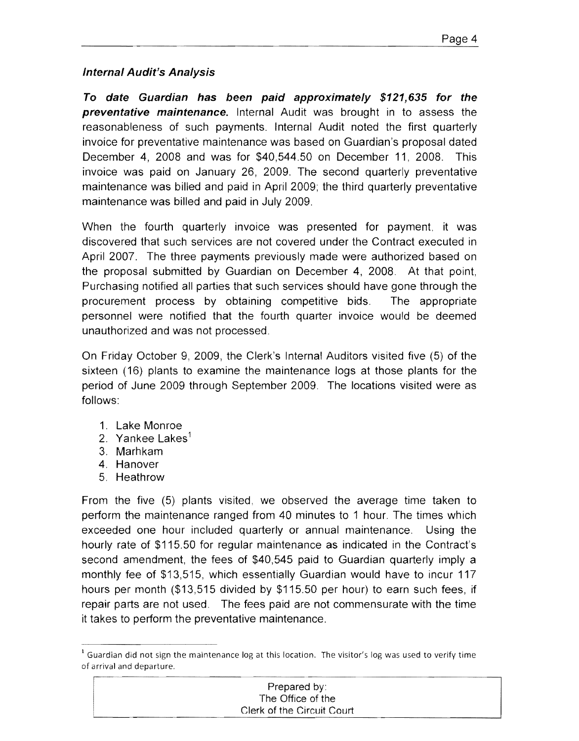### *Internal Audit's Analysis*

***To date Guardian has been paid approximately $121,635 for the preventative maintenance.*** Internal Audit was brought in to assess the reasonableness of such payments. Internal Audit noted the first quarterly invoice for preventative maintenance was based on Guardian's proposal dated December 4, 2008 and was for $40,544.50 on December 11, 2008. This invoice was paid on January 26, 2009. The second quarterly preventative maintenance was billed and paid in April 2009; the third quarterly preventative maintenance was billed and paid in July 2009.

When the fourth quarterly invoice was presented for payment, it was discovered that such services are not covered under the Contract executed in April 2007. The three payments previously made were authorized based on the proposal submitted by Guardian on December 4, 2008. At that point, Purchasing notified all parties that such services should have gone through the procurement process by obtaining competitive bids. The appropriate personnel were notified that the fourth quarter invoice would be deemed unauthorized and was not processed.

On Friday October 9, 2009, the Clerk's Internal Auditors visited five (5) of the sixteen (16) plants to examine the maintenance logs at those plants for the period of June 2009 through September 2009. The locations visited were as follows:

1. Lake Monroe
2. Yankee Lakes[1]
3. Marhkam
4. Hanover
5. Heathrow

From the five (5) plants visited, we observed the average time taken to perform the maintenance ranged from 40 minutes to 1 hour. The times which exceeded one hour included quarterly or annual maintenance. Using the hourly rate of $115.50 for regular maintenance as indicated in the Contract's second amendment, the fees of $40,545 paid to Guardian quarterly imply a monthly fee of $13,515, which essentially Guardian would have to incur 117 hours per month ($13,515 divided by $115.50 per hour) to earn such fees, if repair parts are not used. The fees paid are not commensurate with the time it takes to perform the preventative maintenance.

---

[1] Guardian did not sign the maintenance log at this location. The visitor's log was used to verify time of arrival and departure.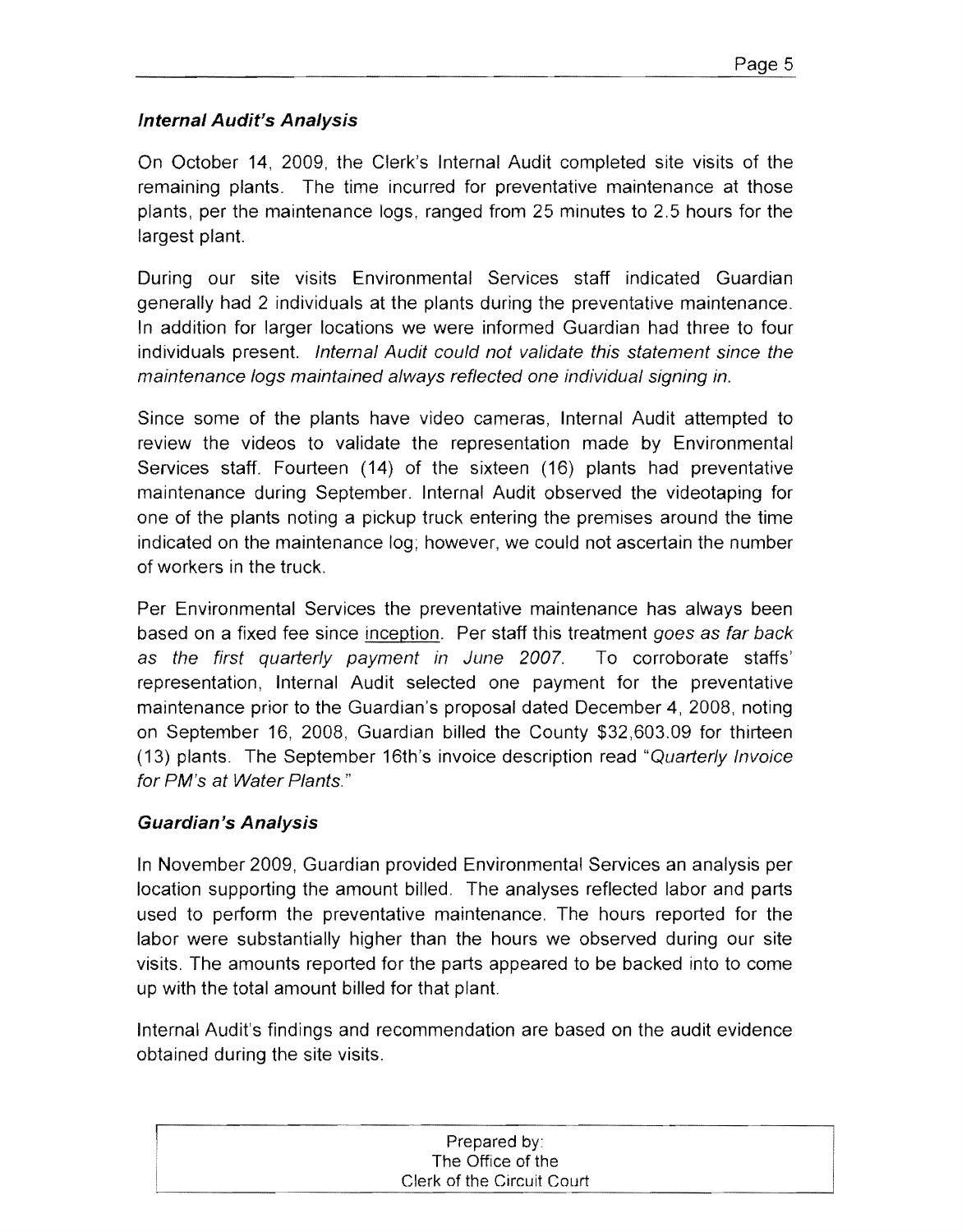### *Internal Audit's Analysis*

On October 14, 2009, the Clerk's Internal Audit completed site visits of the remaining plants. The time incurred for preventative maintenance at those plants, per the maintenance logs, ranged from 25 minutes to 2.5 hours for the largest plant.

During our site visits Environmental Services staff indicated Guardian generally had 2 individuals at the plants during the preventative maintenance. In addition for larger locations we were informed Guardian had three to four individuals present. *Internal Audit could not validate this statement since the maintenance logs maintained always reflected one individual signing in.*

Since some of the plants have video cameras, Internal Audit attempted to review the videos to validate the representation made by Environmental Services staff. Fourteen (14) of the sixteen (16) plants had preventative maintenance during September. Internal Audit observed the videotaping for one of the plants noting a pickup truck entering the premises around the time indicated on the maintenance log; however, we could not ascertain the number of workers in the truck.

Per Environmental Services the preventative maintenance has always been based on a fixed fee since <u>inception</u>. Per staff this treatment *goes as far back as the first quarterly payment in June 2007.* To corroborate staffs' representation, Internal Audit selected one payment for the preventative maintenance prior to the Guardian's proposal dated December 4, 2008, noting on September 16, 2008, Guardian billed the County $32,603.09 for thirteen (13) plants. The September 16th's invoice description read "*Quarterly Invoice for PM's at Water Plants.*"

### *Guardian's Analysis*

In November 2009, Guardian provided Environmental Services an analysis per location supporting the amount billed. The analyses reflected labor and parts used to perform the preventative maintenance. The hours reported for the labor were substantially higher than the hours we observed during our site visits. The amounts reported for the parts appeared to be backed into to come up with the total amount billed for that plant.

Internal Audit's findings and recommendation are based on the audit evidence obtained during the site visits.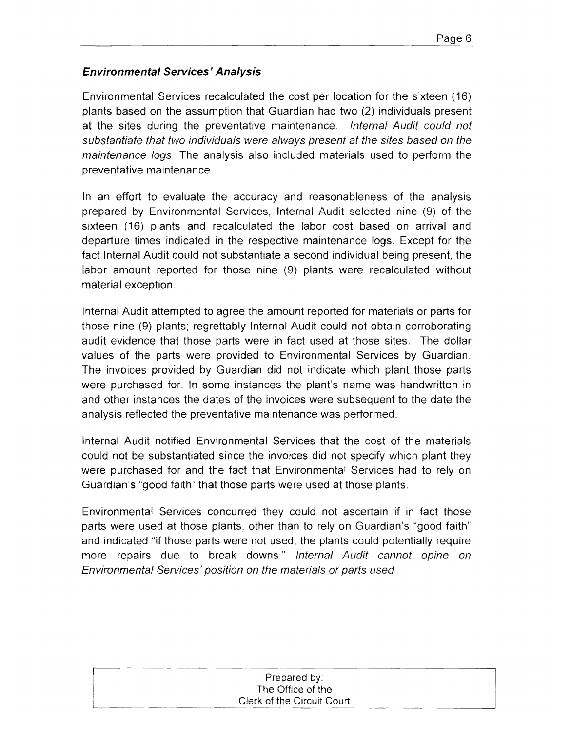### *Environmental Services' Analysis*

Environmental Services recalculated the cost per location for the sixteen (16) plants based on the assumption that Guardian had two (2) individuals present at the sites during the preventative maintenance. *Internal Audit could not substantiate that two individuals were always present at the sites based on the maintenance logs.* The analysis also included materials used to perform the preventative maintenance.

In an effort to evaluate the accuracy and reasonableness of the analysis prepared by Environmental Services, Internal Audit selected nine (9) of the sixteen (16) plants and recalculated the labor cost based on arrival and departure times indicated in the respective maintenance logs. Except for the fact Internal Audit could not substantiate a second individual being present, the labor amount reported for those nine (9) plants were recalculated without material exception.

Internal Audit attempted to agree the amount reported for materials or parts for those nine (9) plants; regrettably Internal Audit could not obtain corroborating audit evidence that those parts were in fact used at those sites. The dollar values of the parts were provided to Environmental Services by Guardian. The invoices provided by Guardian did not indicate which plant those parts were purchased for. In some instances the plant's name was handwritten in and other instances the dates of the invoices were subsequent to the date the analysis reflected the preventative maintenance was performed.

Internal Audit notified Environmental Services that the cost of the materials could not be substantiated since the invoices did not specify which plant they were purchased for and the fact that Environmental Services had to rely on Guardian's "good faith" that those parts were used at those plants.

Environmental Services concurred they could not ascertain if in fact those parts were used at those plants, other than to rely on Guardian's "good faith" and indicated "if those parts were not used, the plants could potentially require more repairs due to break downs." *Internal Audit cannot opine on Environmental Services' position on the materials or parts used.*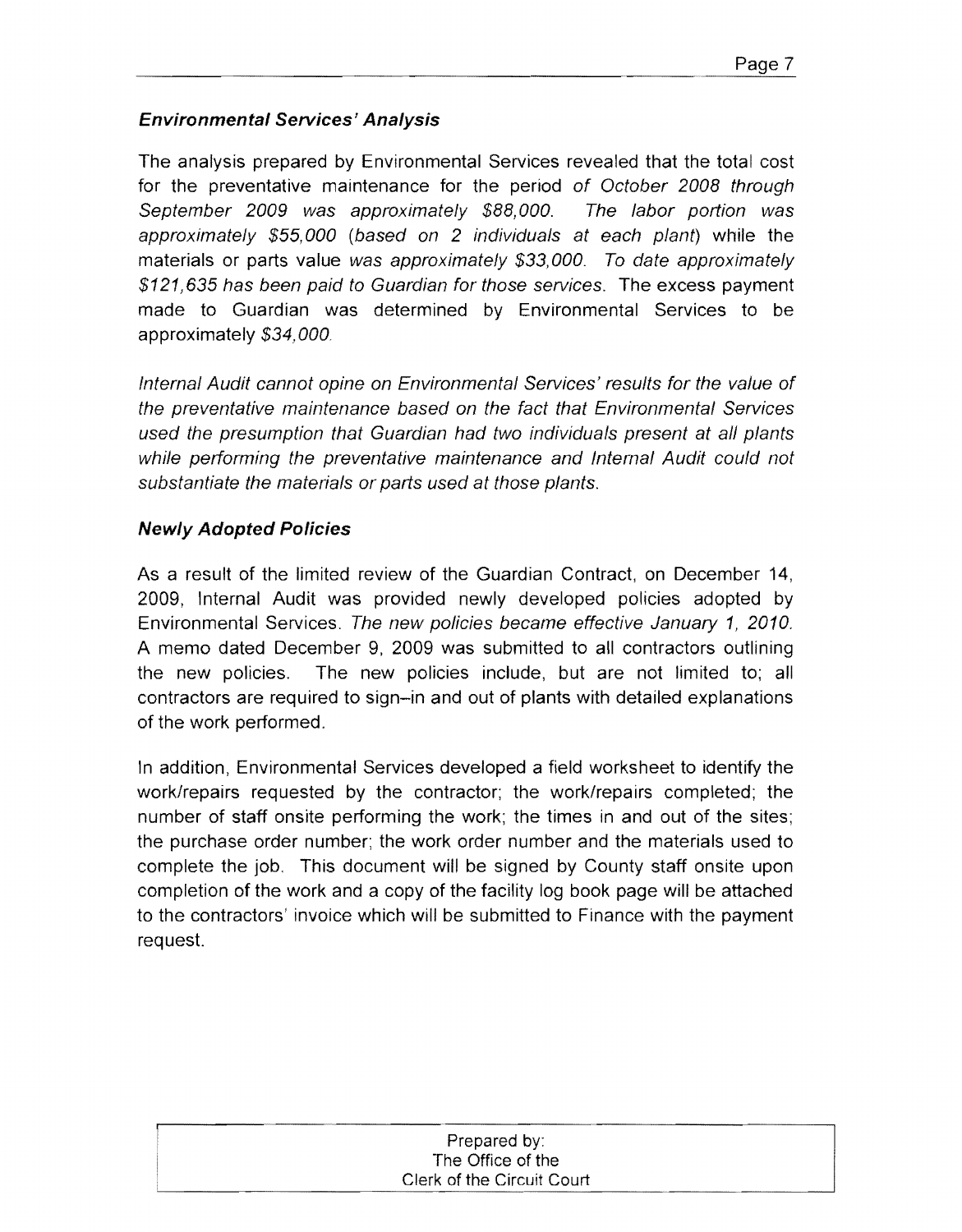### ***Environmental Services' Analysis***

The analysis prepared by Environmental Services revealed that the total cost for the preventative maintenance for the period *of October 2008 through September 2009 was approximately $88,000. The labor portion was approximately $55,000 (based on 2 individuals at each plant)* while the materials or parts value *was approximately $33,000. To date approximately $121,635 has been paid to Guardian for those services.* The excess payment made to Guardian was determined by Environmental Services to be approximately *$34,000.*

*Internal Audit cannot opine on Environmental Services' results for the value of the preventative maintenance based on the fact that Environmental Services used the presumption that Guardian had two individuals present at all plants while performing the preventative maintenance and Internal Audit could not substantiate the materials or parts used at those plants.*

### ***Newly Adopted Policies***

As a result of the limited review of the Guardian Contract, on December 14, 2009, Internal Audit was provided newly developed policies adopted by Environmental Services. *The new policies became effective January 1, 2010.* A memo dated December 9, 2009 was submitted to all contractors outlining the new policies. The new policies include, but are not limited to; all contractors are required to sign–in and out of plants with detailed explanations of the work performed.

In addition, Environmental Services developed a field worksheet to identify the work/repairs requested by the contractor; the work/repairs completed; the number of staff onsite performing the work; the times in and out of the sites; the purchase order number; the work order number and the materials used to complete the job. This document will be signed by County staff onsite upon completion of the work and a copy of the facility log book page will be attached to the contractors' invoice which will be submitted to Finance with the payment request.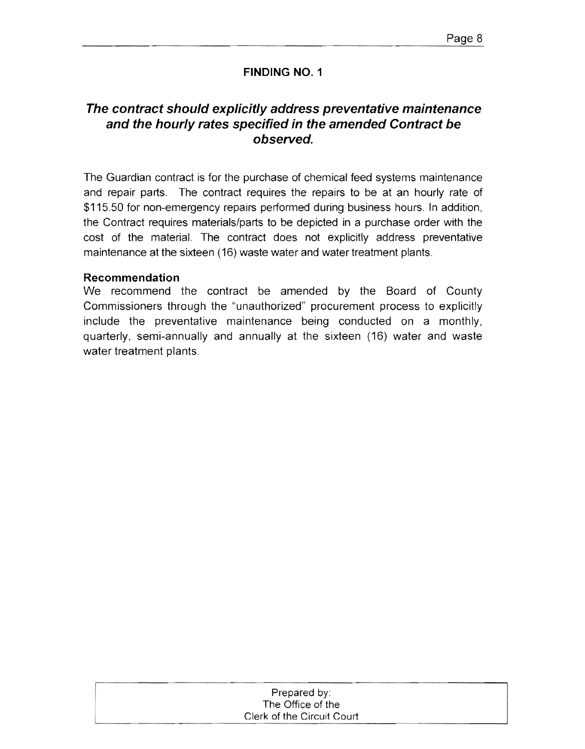## FINDING NO. 1

### *The contract should explicitly address preventative maintenance and the hourly rates specified in the amended Contract be observed.*

The Guardian contract is for the purchase of chemical feed systems maintenance and repair parts. The contract requires the repairs to be at an hourly rate of $115.50 for non-emergency repairs performed during business hours. In addition, the Contract requires materials/parts to be depicted in a purchase order with the cost of the material. The contract does not explicitly address preventative maintenance at the sixteen (16) waste water and water treatment plants.

**Recommendation**

We recommend the contract be amended by the Board of County Commissioners through the "unauthorized" procurement process to explicitly include the preventative maintenance being conducted on a monthly, quarterly, semi-annually and annually at the sixteen (16) water and waste water treatment plants.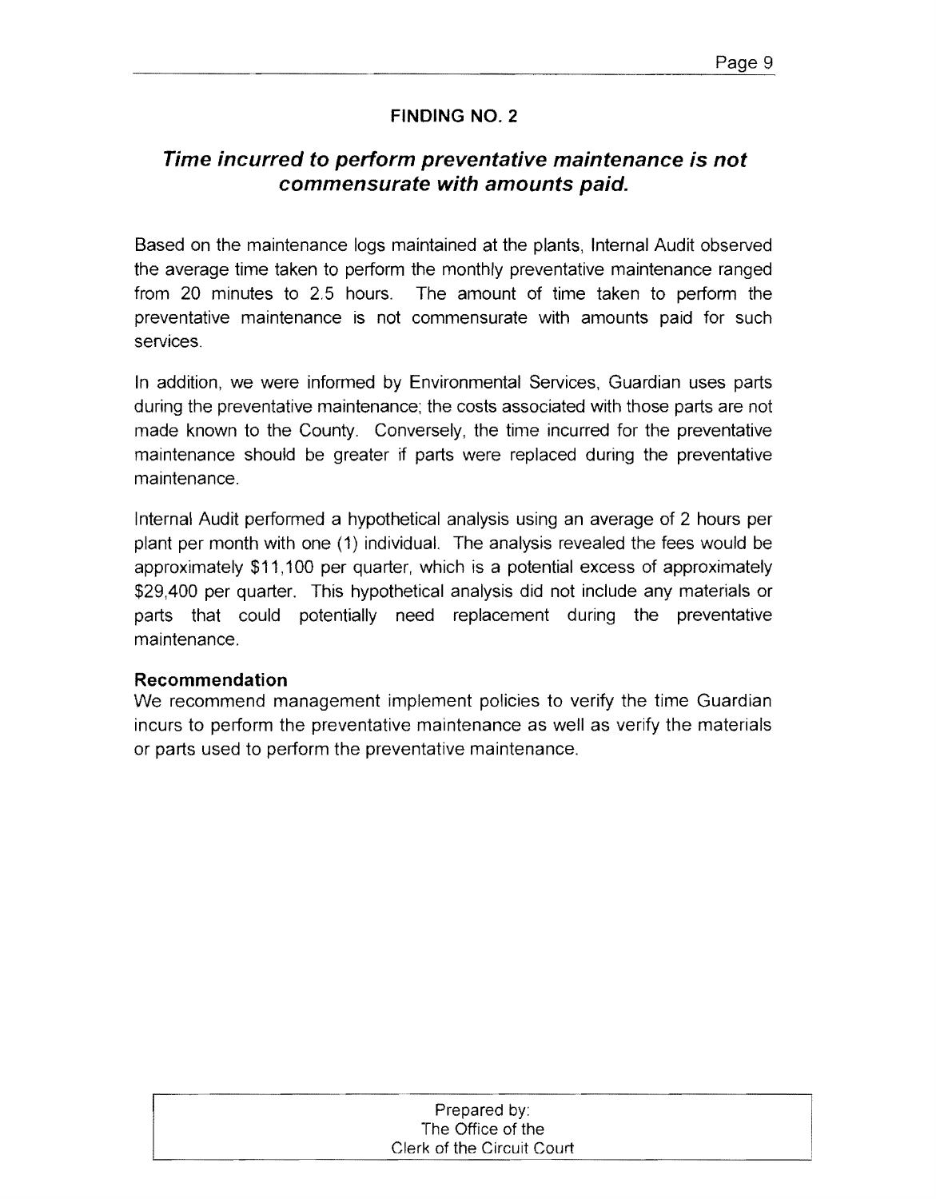## FINDING NO. 2

### ***Time incurred to perform preventative maintenance is not commensurate with amounts paid.***

Based on the maintenance logs maintained at the plants, Internal Audit observed the average time taken to perform the monthly preventative maintenance ranged from 20 minutes to 2.5 hours. The amount of time taken to perform the preventative maintenance is not commensurate with amounts paid for such services.

In addition, we were informed by Environmental Services, Guardian uses parts during the preventative maintenance; the costs associated with those parts are not made known to the County. Conversely, the time incurred for the preventative maintenance should be greater if parts were replaced during the preventative maintenance.

Internal Audit performed a hypothetical analysis using an average of 2 hours per plant per month with one (1) individual. The analysis revealed the fees would be approximately $11,100 per quarter, which is a potential excess of approximately $29,400 per quarter. This hypothetical analysis did not include any materials or parts that could potentially need replacement during the preventative maintenance.

**Recommendation**

We recommend management implement policies to verify the time Guardian incurs to perform the preventative maintenance as well as verify the materials or parts used to perform the preventative maintenance.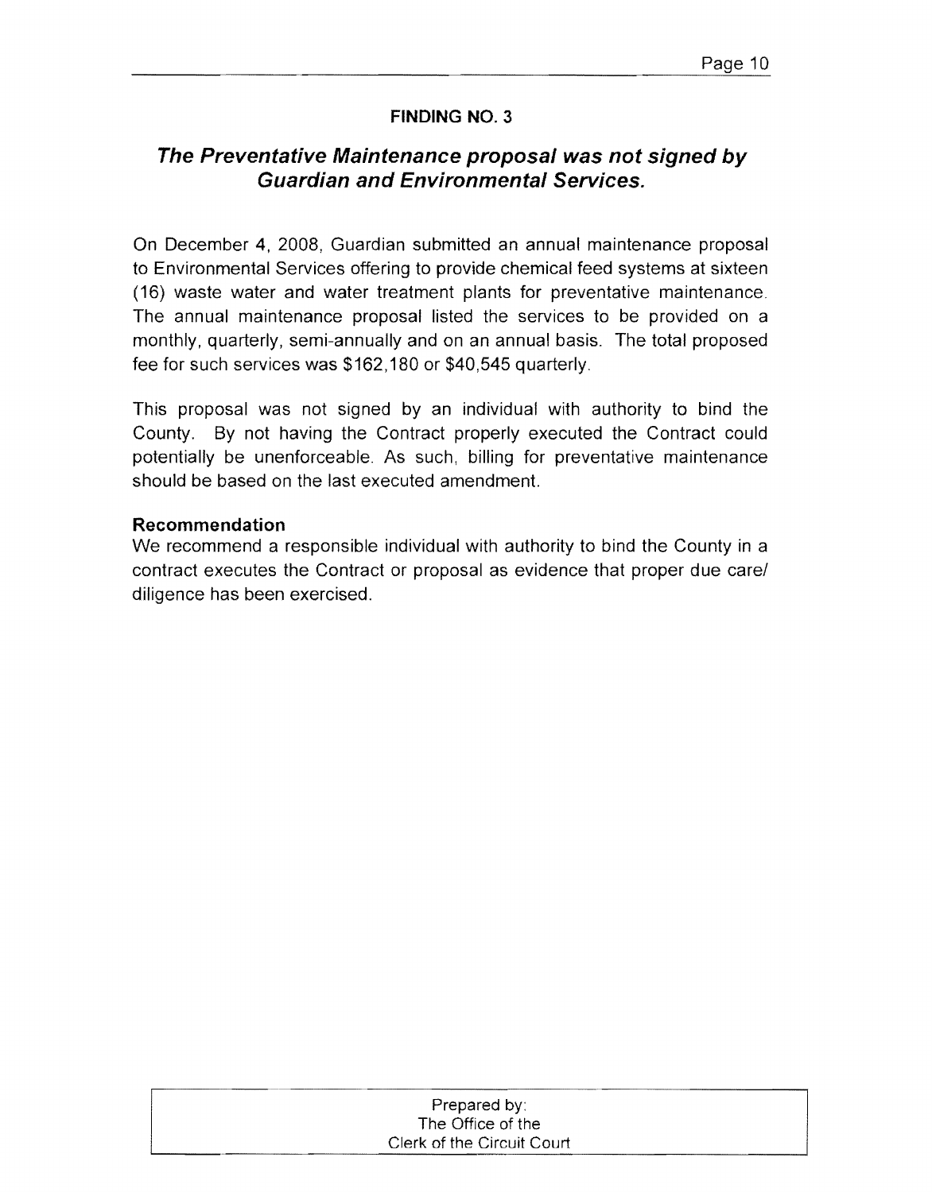**FINDING NO. 3**

## *The Preventative Maintenance proposal was not signed by Guardian and Environmental Services.*

On December 4, 2008, Guardian submitted an annual maintenance proposal to Environmental Services offering to provide chemical feed systems at sixteen (16) waste water and water treatment plants for preventative maintenance. The annual maintenance proposal listed the services to be provided on a monthly, quarterly, semi-annually and on an annual basis. The total proposed fee for such services was $162,180 or $40,545 quarterly.

This proposal was not signed by an individual with authority to bind the County. By not having the Contract properly executed the Contract could potentially be unenforceable. As such, billing for preventative maintenance should be based on the last executed amendment.

**Recommendation**

We recommend a responsible individual with authority to bind the County in a contract executes the Contract or proposal as evidence that proper due care/ diligence has been exercised.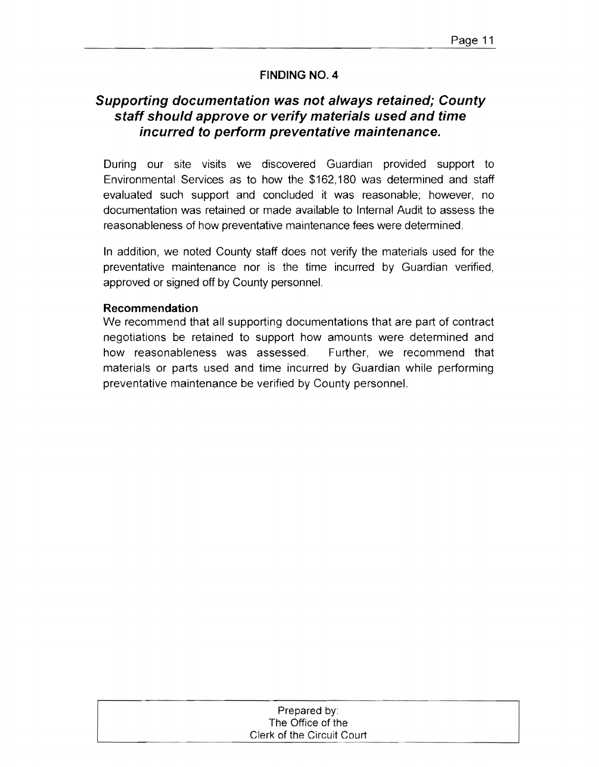## FINDING NO. 4

### *Supporting documentation was not always retained; County staff should approve or verify materials used and time incurred to perform preventative maintenance.*

During our site visits we discovered Guardian provided support to Environmental Services as to how the $162,180 was determined and staff evaluated such support and concluded it was reasonable; however, no documentation was retained or made available to Internal Audit to assess the reasonableness of how preventative maintenance fees were determined.

In addition, we noted County staff does not verify the materials used for the preventative maintenance nor is the time incurred by Guardian verified, approved or signed off by County personnel.

**Recommendation**

We recommend that all supporting documentations that are part of contract negotiations be retained to support how amounts were determined and how reasonableness was assessed. Further, we recommend that materials or parts used and time incurred by Guardian while performing preventative maintenance be verified by County personnel.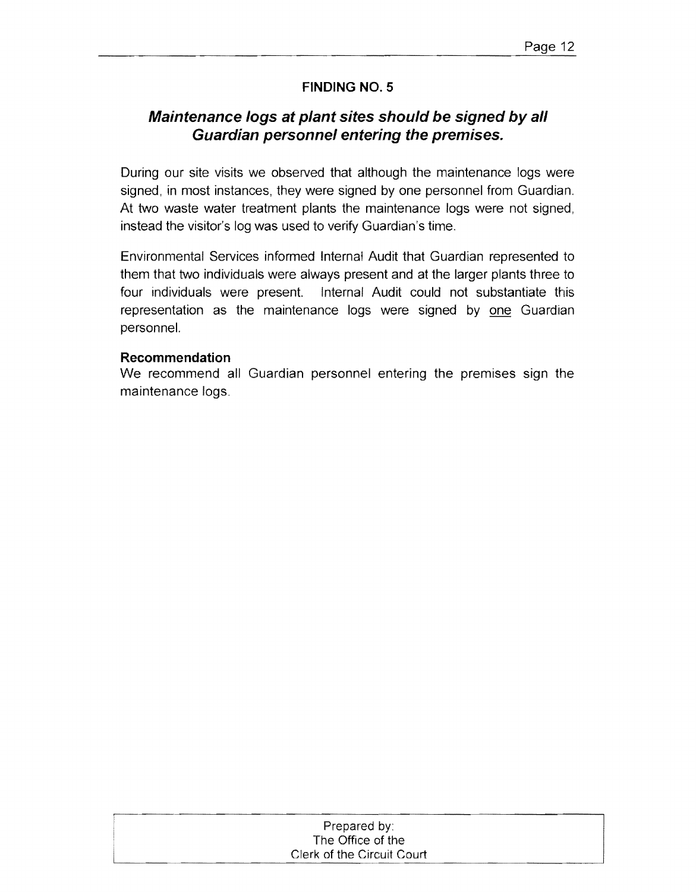## FINDING NO. 5

### ***Maintenance logs at plant sites should be signed by all Guardian personnel entering the premises.***

During our site visits we observed that although the maintenance logs were signed, in most instances, they were signed by one personnel from Guardian. At two waste water treatment plants the maintenance logs were not signed, instead the visitor's log was used to verify Guardian's time.

Environmental Services informed Internal Audit that Guardian represented to them that two individuals were always present and at the larger plants three to four individuals were present. Internal Audit could not substantiate this representation as the maintenance logs were signed by <u>one</u> Guardian personnel.

**Recommendation**

We recommend all Guardian personnel entering the premises sign the maintenance logs.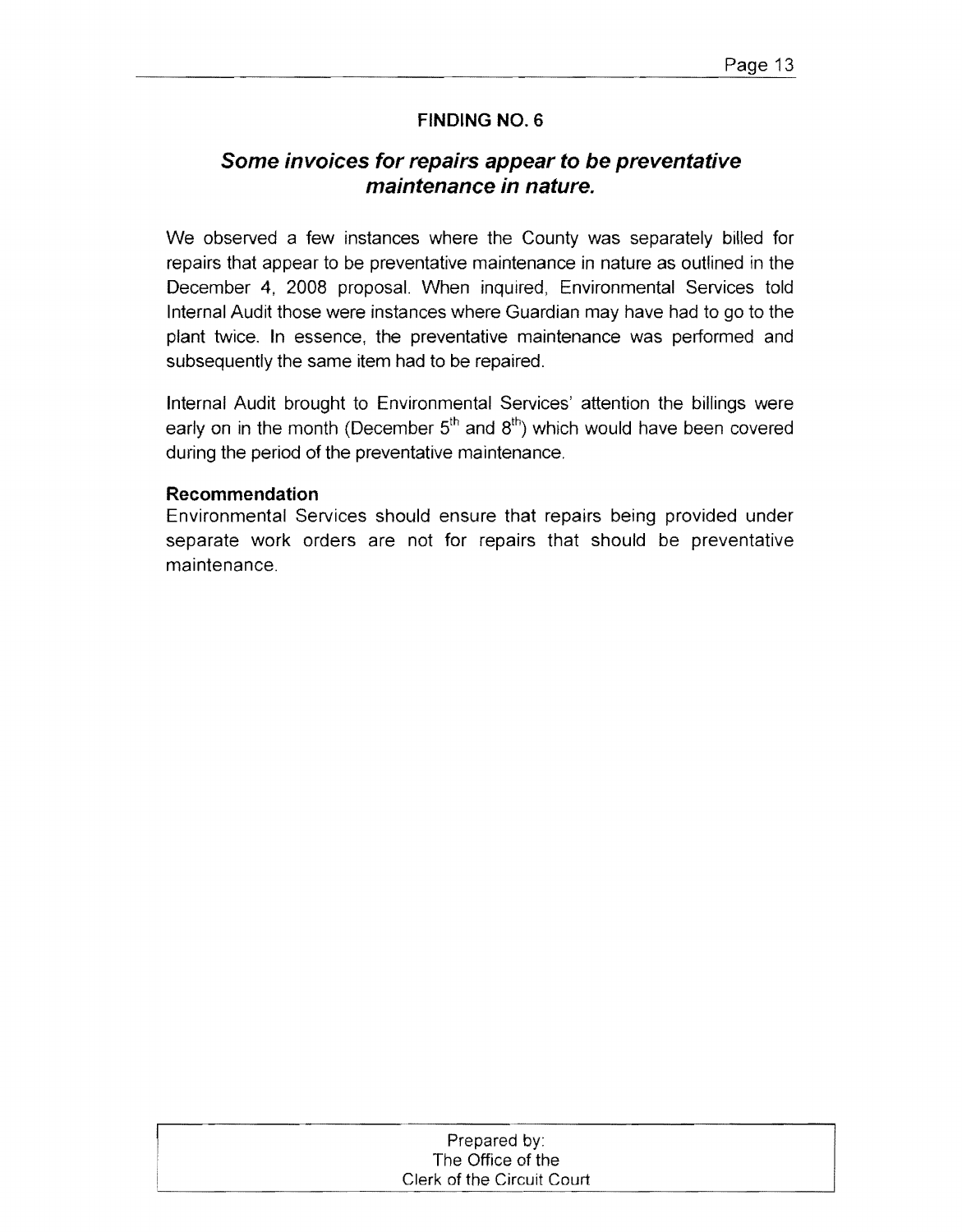## FINDING NO. 6

### *Some invoices for repairs appear to be preventative maintenance in nature.*

We observed a few instances where the County was separately billed for repairs that appear to be preventative maintenance in nature as outlined in the December 4, 2008 proposal. When inquired, Environmental Services told Internal Audit those were instances where Guardian may have had to go to the plant twice. In essence, the preventative maintenance was performed and subsequently the same item had to be repaired.

Internal Audit brought to Environmental Services' attention the billings were early on in the month (December 5th and 8th) which would have been covered during the period of the preventative maintenance.

**Recommendation**

Environmental Services should ensure that repairs being provided under separate work orders are not for repairs that should be preventative maintenance.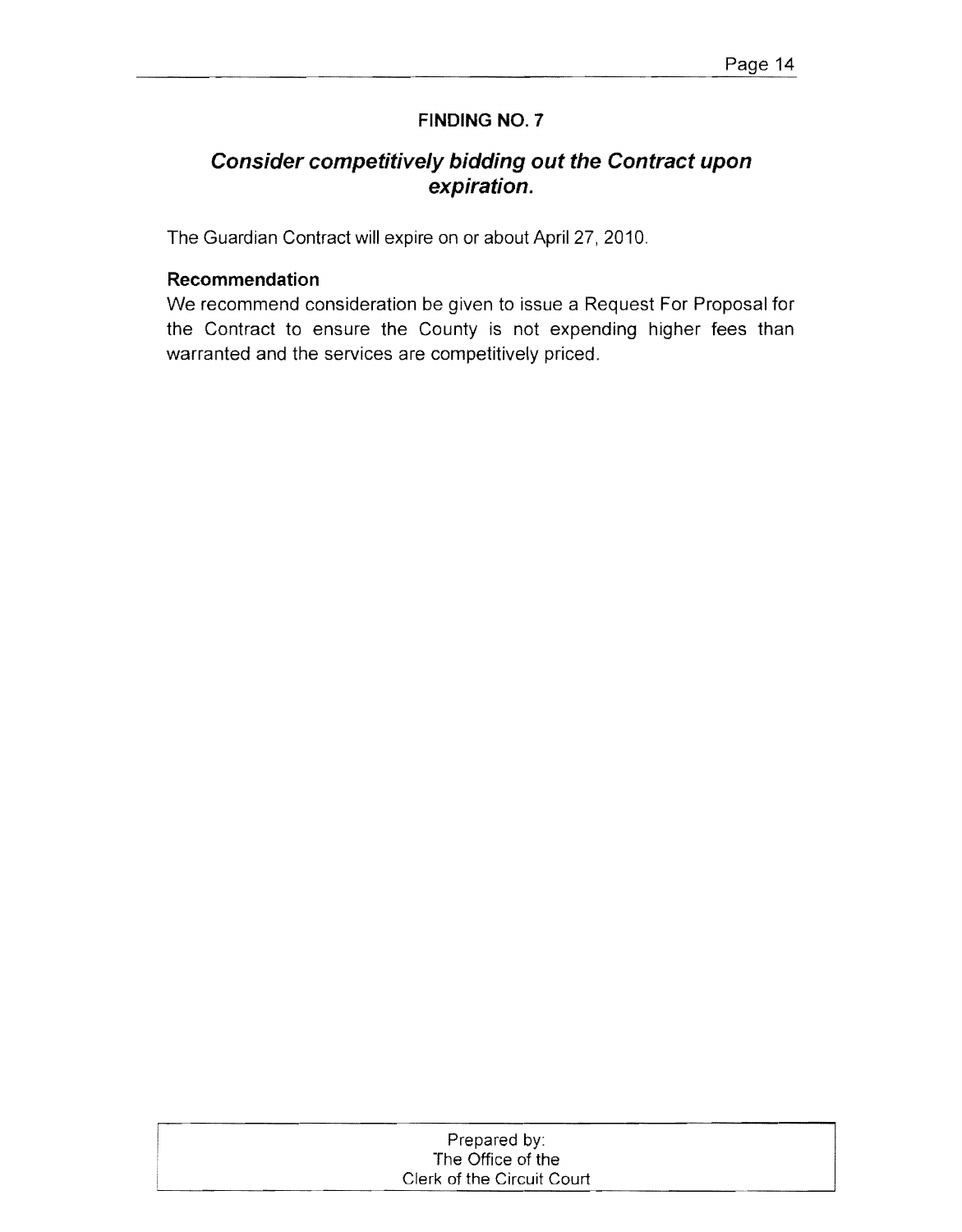## FINDING NO. 7

### *Consider competitively bidding out the Contract upon expiration.*

The Guardian Contract will expire on or about April 27, 2010.

**Recommendation**

We recommend consideration be given to issue a Request For Proposal for the Contract to ensure the County is not expending higher fees than warranted and the services are competitively priced.

Prepared by:
The Office of the
Clerk of the Circuit Court